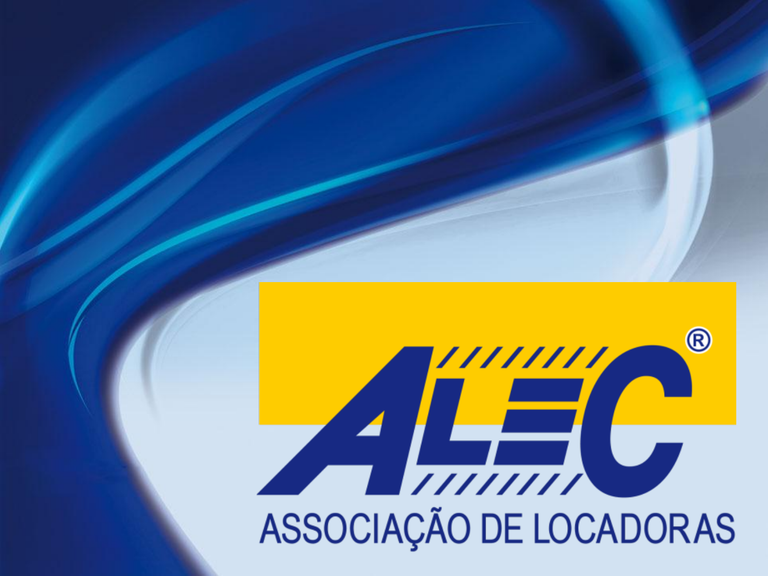# ALEC®

ASSOCIAÇÃO DE LOCADORAS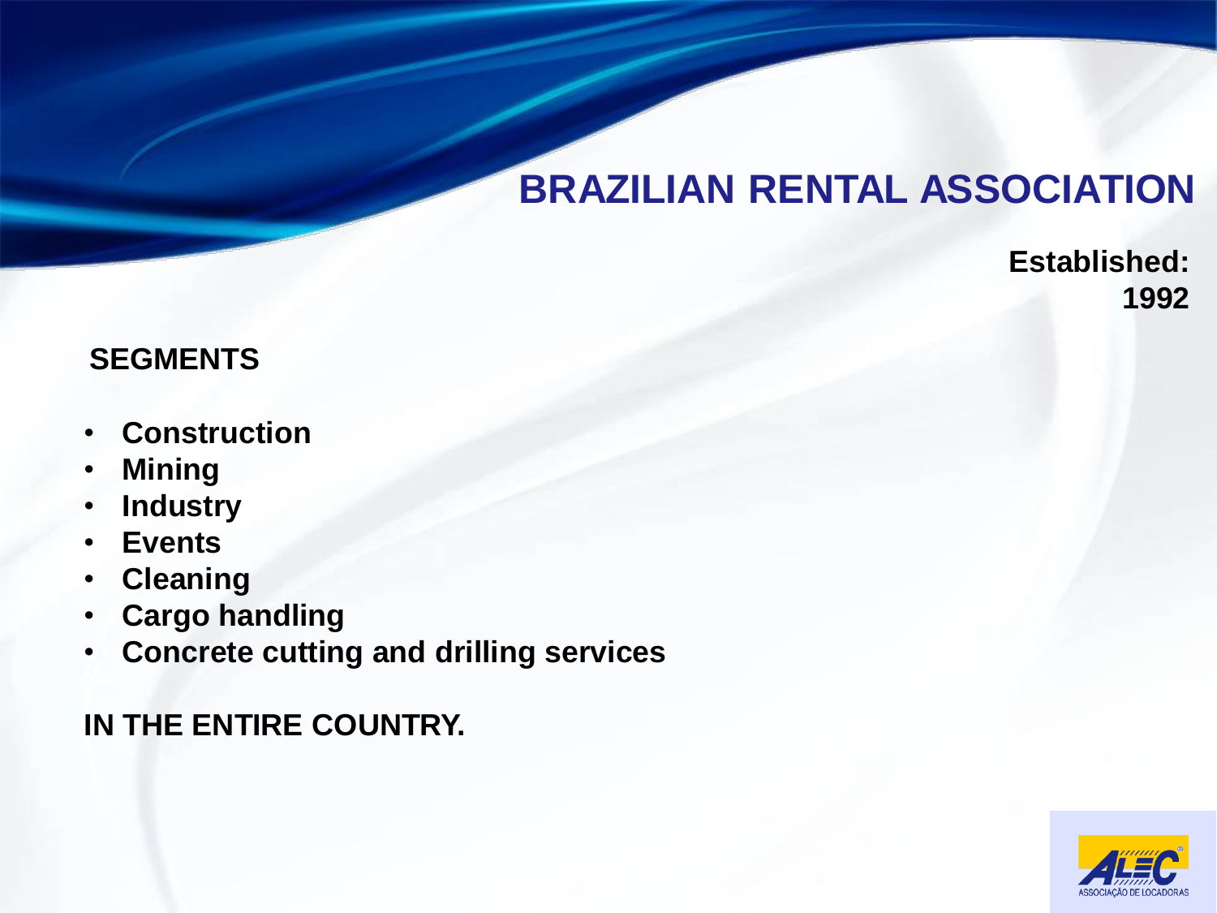# BRAZILIAN RENTAL ASSOCIATION

**Established: 1992**

**SEGMENTS**

- **Construction**
- **Mining**
- **Industry**
- **Events**
- **Cleaning**
- **Cargo handling**
- **Concrete cutting and drilling services**

**IN THE ENTIRE COUNTRY.**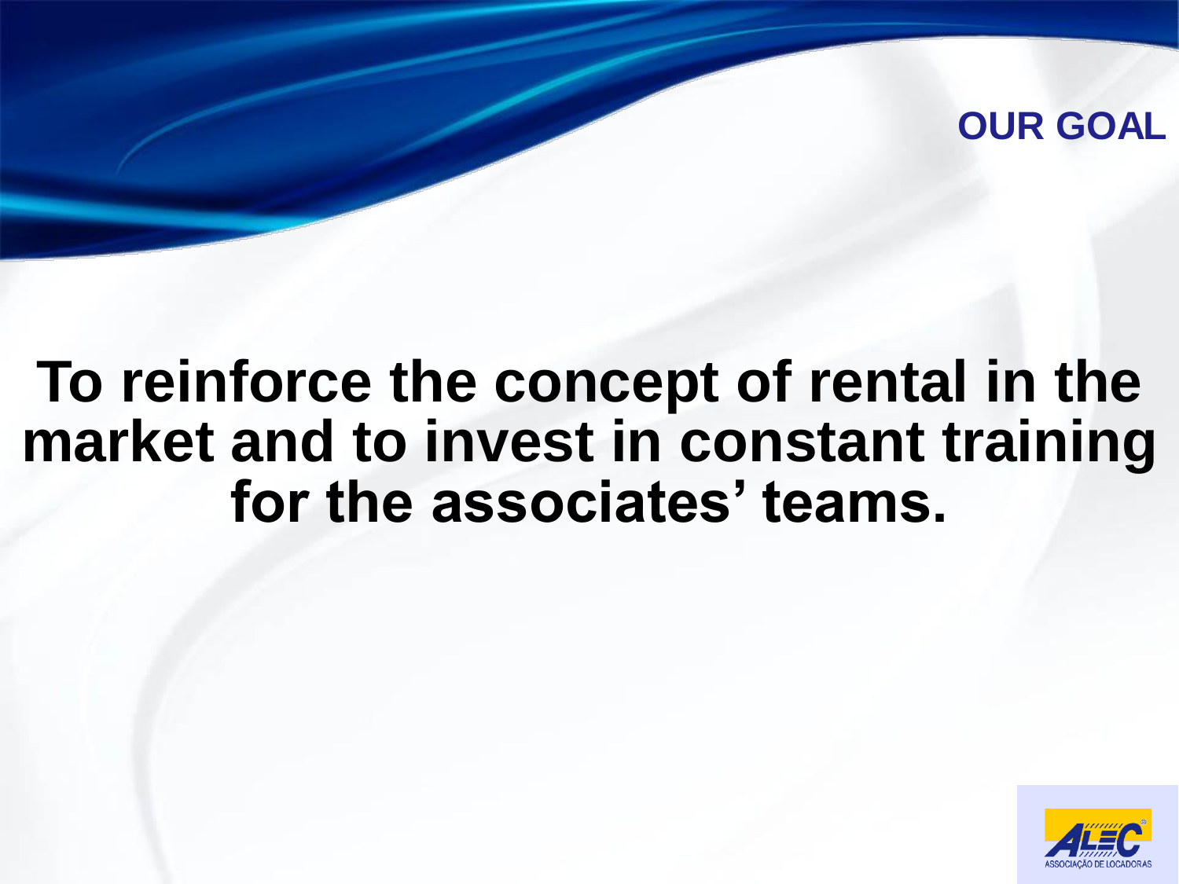## OUR GOAL

**To reinforce the concept of rental in the market and to invest in constant training for the associates' teams.**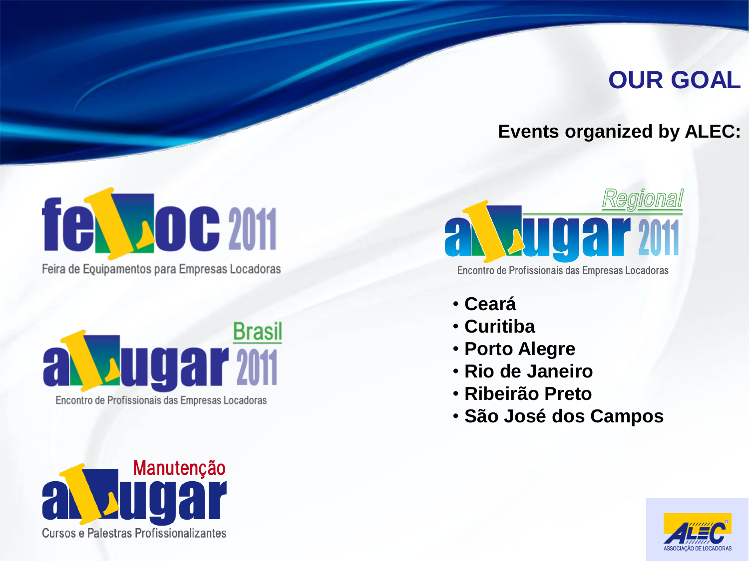# OUR GOAL

**Events organized by ALEC:**

feLoc 2011

Feira de Equipamentos para Empresas Locadoras

aLugar Brasil 2011

Encontro de Profissionais das Empresas Locadoras

aLugar Manutenção

Cursos e Palestras Profissionalizantes

aLugar Regional 2011

Encontro de Profissionais das Empresas Locadoras

- **Ceará**
- **Curitiba**
- **Porto Alegre**
- **Rio de Janeiro**
- **Ribeirão Preto**
- **São José dos Campos**

ALEC ASSOCIAÇÃO DE LOCADORAS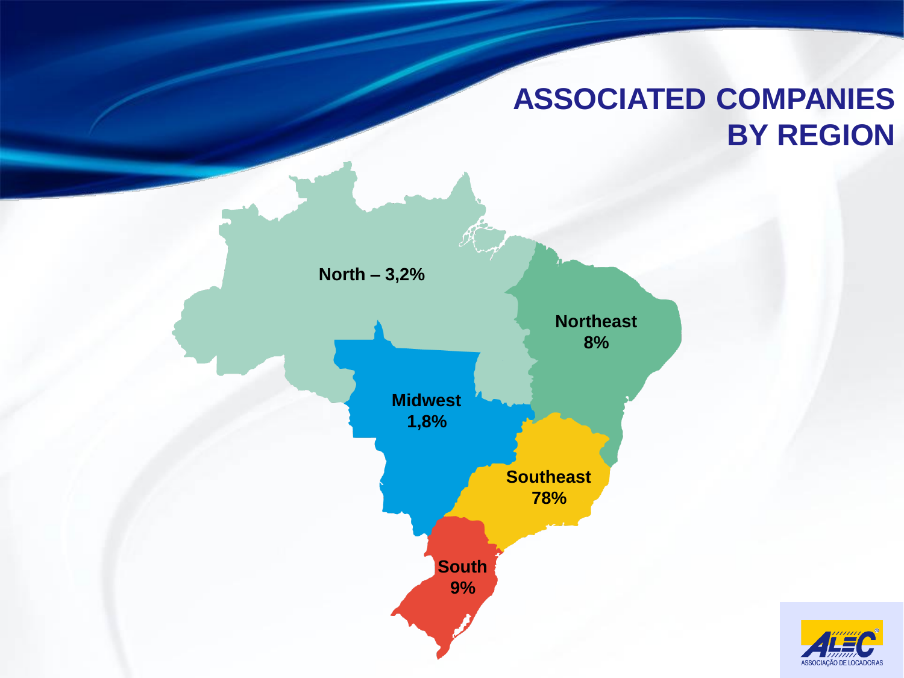# ASSOCIATED COMPANIES BY REGION

**North – 3,2%**

**Northeast 8%**

**Midwest 1,8%**

**Southeast 78%**

**South 9%**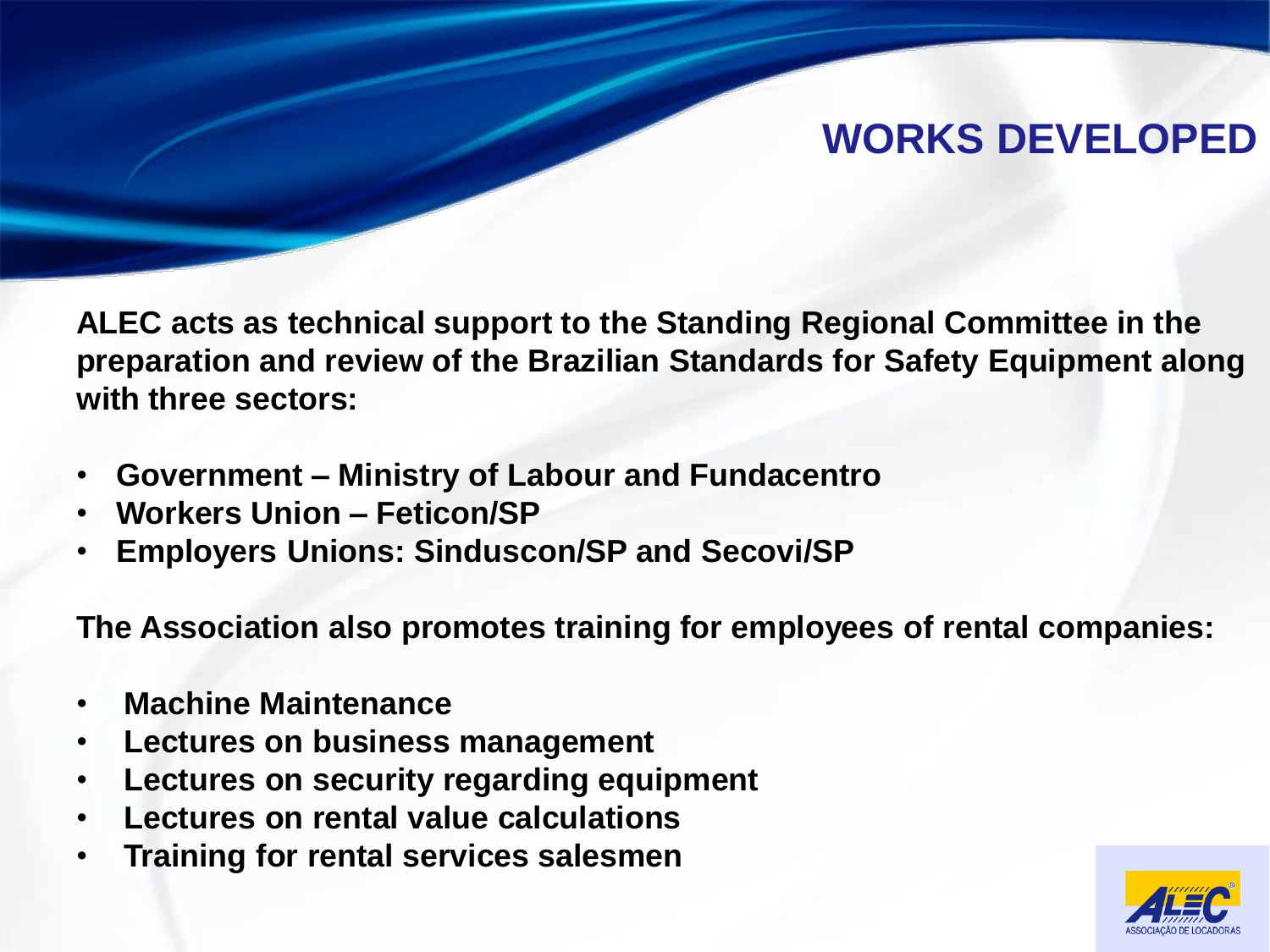# WORKS DEVELOPED

**ALEC acts as technical support to the Standing Regional Committee in the preparation and review of the Brazilian Standards for Safety Equipment along with three sectors:**

- **Government – Ministry of Labour and Fundacentro**
- **Workers Union – Feticon/SP**
- **Employers Unions: Sinduscon/SP and Secovi/SP**

**The Association also promotes training for employees of rental companies:**

- **Machine Maintenance**
- **Lectures on business management**
- **Lectures on security regarding equipment**
- **Lectures on rental value calculations**
- **Training for rental services salesmen**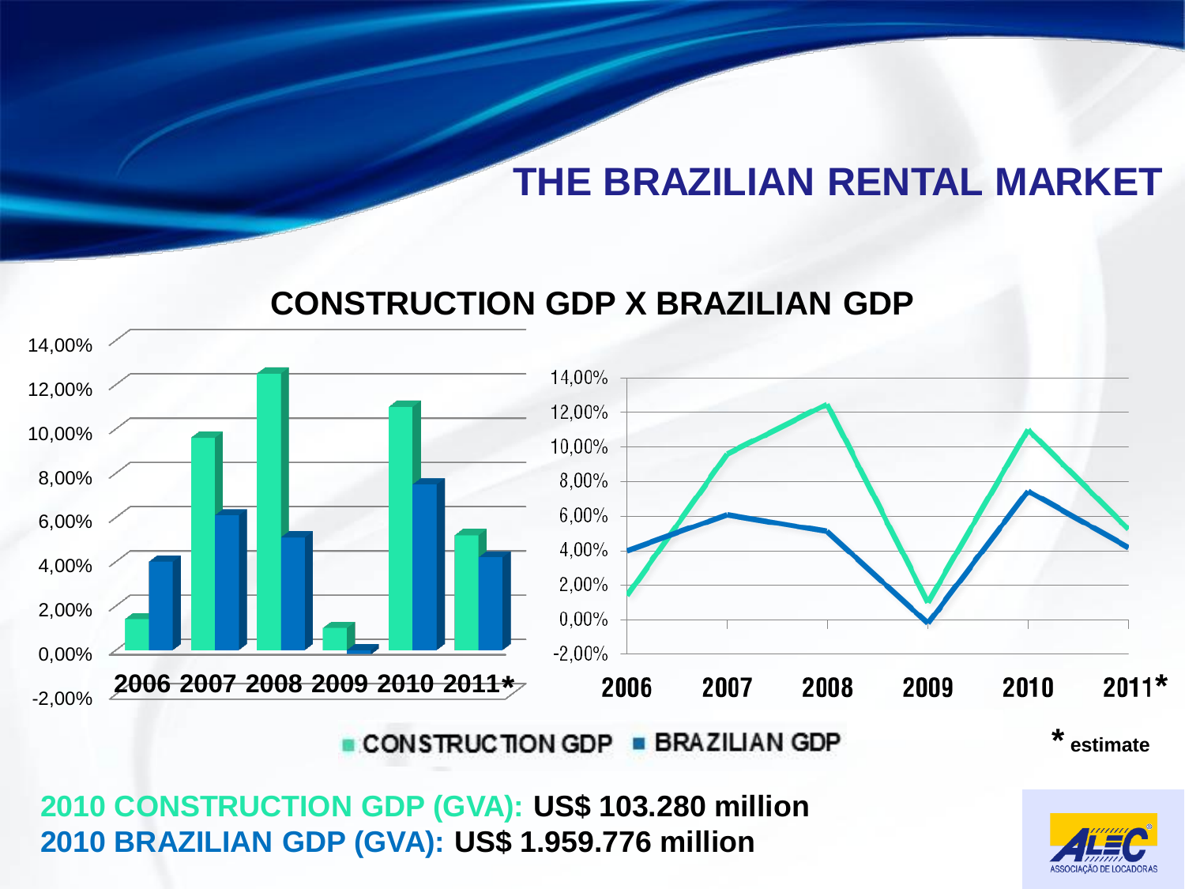# THE BRAZILIAN RENTAL MARKET

## CONSTRUCTION GDP X BRAZILIAN GDP

14,00%
12,00%
10,00%
8,00%
6,00%
4,00%
2,00%
0,00%
-2,00%

2006 2007 2008 2009 2010 2011*

14,00%
12,00%
10,00%
8,00%
6,00%
4,00%
2,00%
0,00%
-2,00%

2006 2007 2008 2009 2010 2011*

CONSTRUCTION GDP ■ BRAZILIAN GDP

* estimate

**2010 CONSTRUCTION GDP (GVA): US$ 103.280 million**
**2010 BRAZILIAN GDP (GVA): US$ 1.959.776 million**

ALEC ASSOCIAÇÃO DE LOCADORAS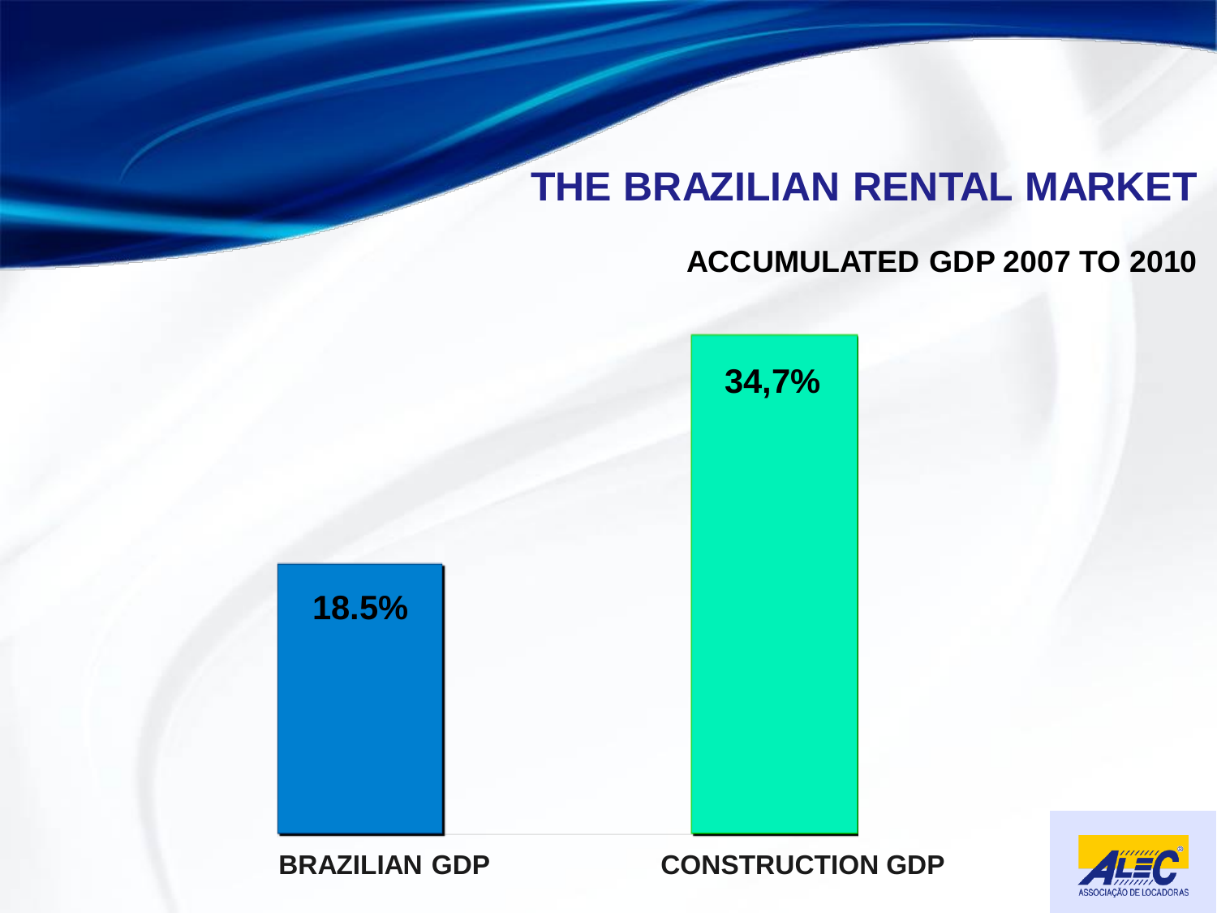# THE BRAZILIAN RENTAL MARKET

## ACCUMULATED GDP 2007 TO 2010

| BRAZILIAN GDP | CONSTRUCTION GDP |
| --- | --- |
| 18.5% | 34,7% |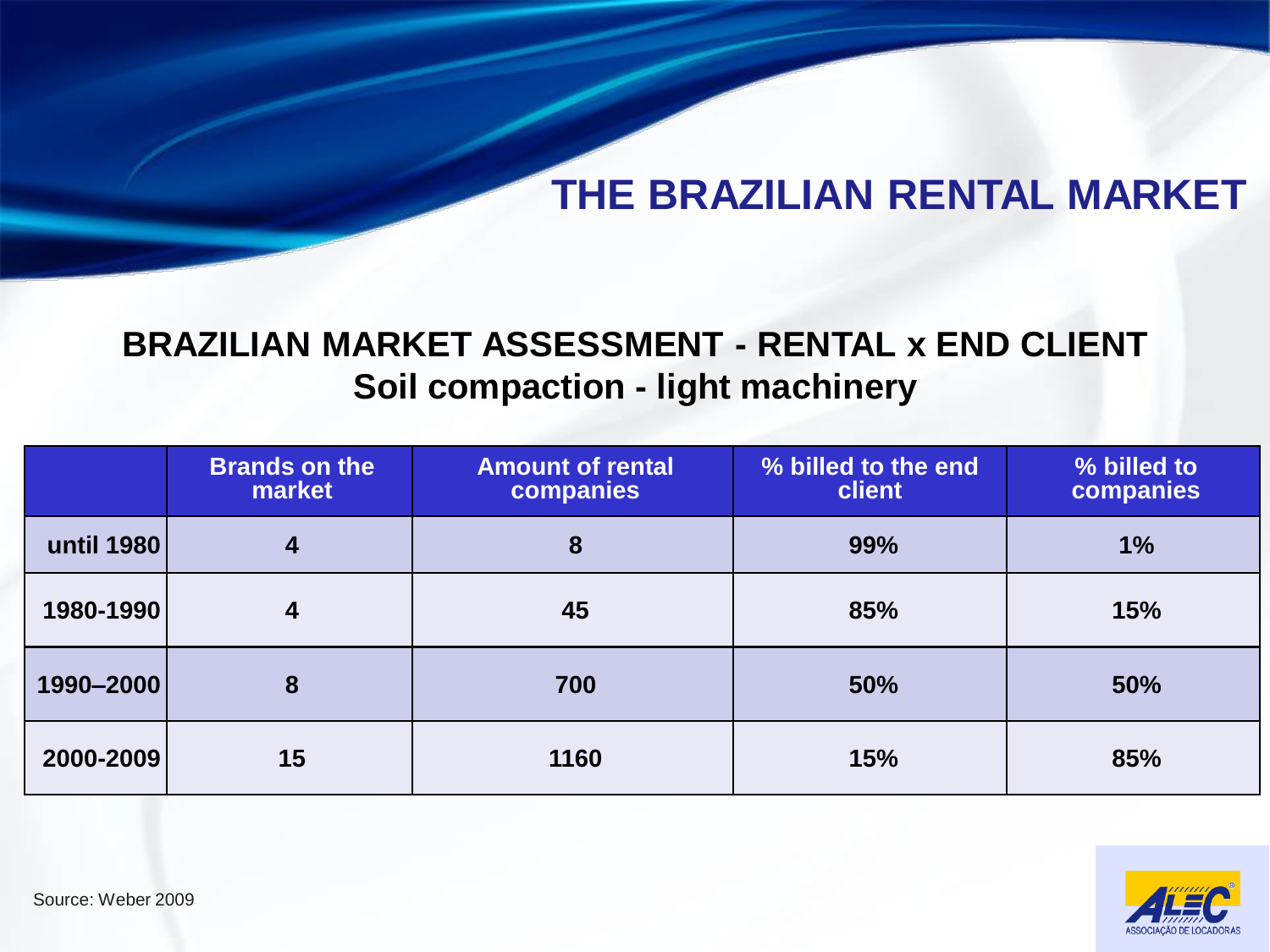# THE BRAZILIAN RENTAL MARKET

## BRAZILIAN MARKET ASSESSMENT - RENTAL x END CLIENT
## Soil compaction - light machinery

| | Brands on the market | Amount of rental companies | % billed to the end client | % billed to companies |
|---|---|---|---|---|
| until 1980 | 4 | 8 | 99% | 1% |
| 1980-1990 | 4 | 45 | 85% | 15% |
| 1990–2000 | 8 | 700 | 50% | 50% |
| 2000-2009 | 15 | 1160 | 15% | 85% |

Source: Weber 2009

ALEC ASSOCIAÇÃO DE LOCADORAS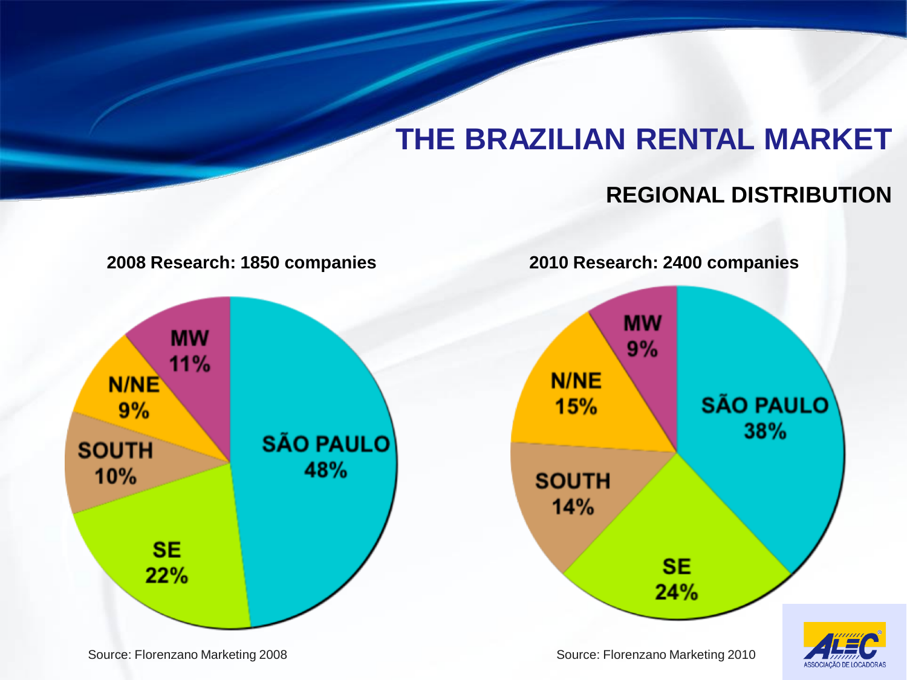# THE BRAZILIAN RENTAL MARKET

## REGIONAL DISTRIBUTION

**2008 Research: 1850 companies**

| Region | Share |
| --- | --- |
| SÃO PAULO | 48% |
| SE | 22% |
| SOUTH | 10% |
| N/NE | 9% |
| MW | 11% |

Source: Florenzano Marketing 2008

**2010 Research: 2400 companies**

| Region | Share |
| --- | --- |
| SÃO PAULO | 38% |
| SE | 24% |
| SOUTH | 14% |
| N/NE | 15% |
| MW | 9% |

Source: Florenzano Marketing 2010

ALEC ASSOCIAÇÃO DE LOCADORAS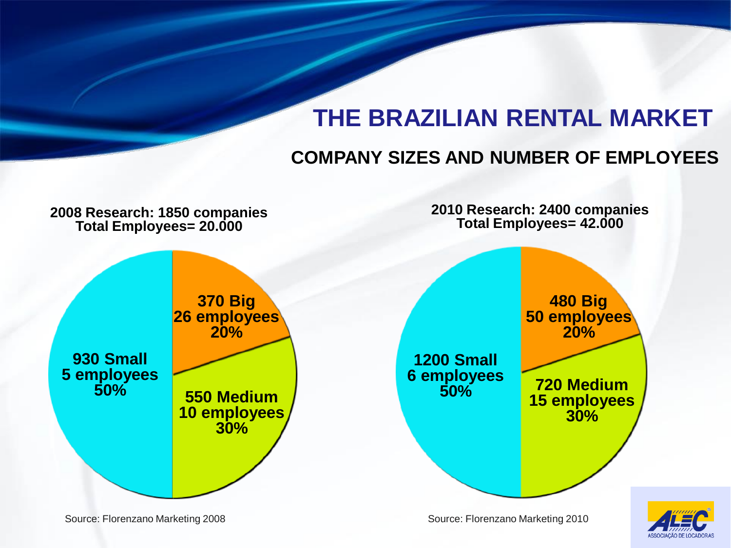# THE BRAZILIAN RENTAL MARKET

## COMPANY SIZES AND NUMBER OF EMPLOYEES

**2008 Research: 1850 companies**
**Total Employees= 20.000**

- **370 Big** – **26 employees** – **20%**
- **550 Medium** – **10 employees** – **30%**
- **930 Small** – **5 employees** – **50%**

Source: Florenzano Marketing 2008

**2010 Research: 2400 companies**
**Total Employees= 42.000**

- **480 Big** – **50 employees** – **20%**
- **720 Medium** – **15 employees** – **30%**
- **1200 Small** – **6 employees** – **50%**

Source: Florenzano Marketing 2010

ALEC ASSOCIAÇÃO DE LOCADORAS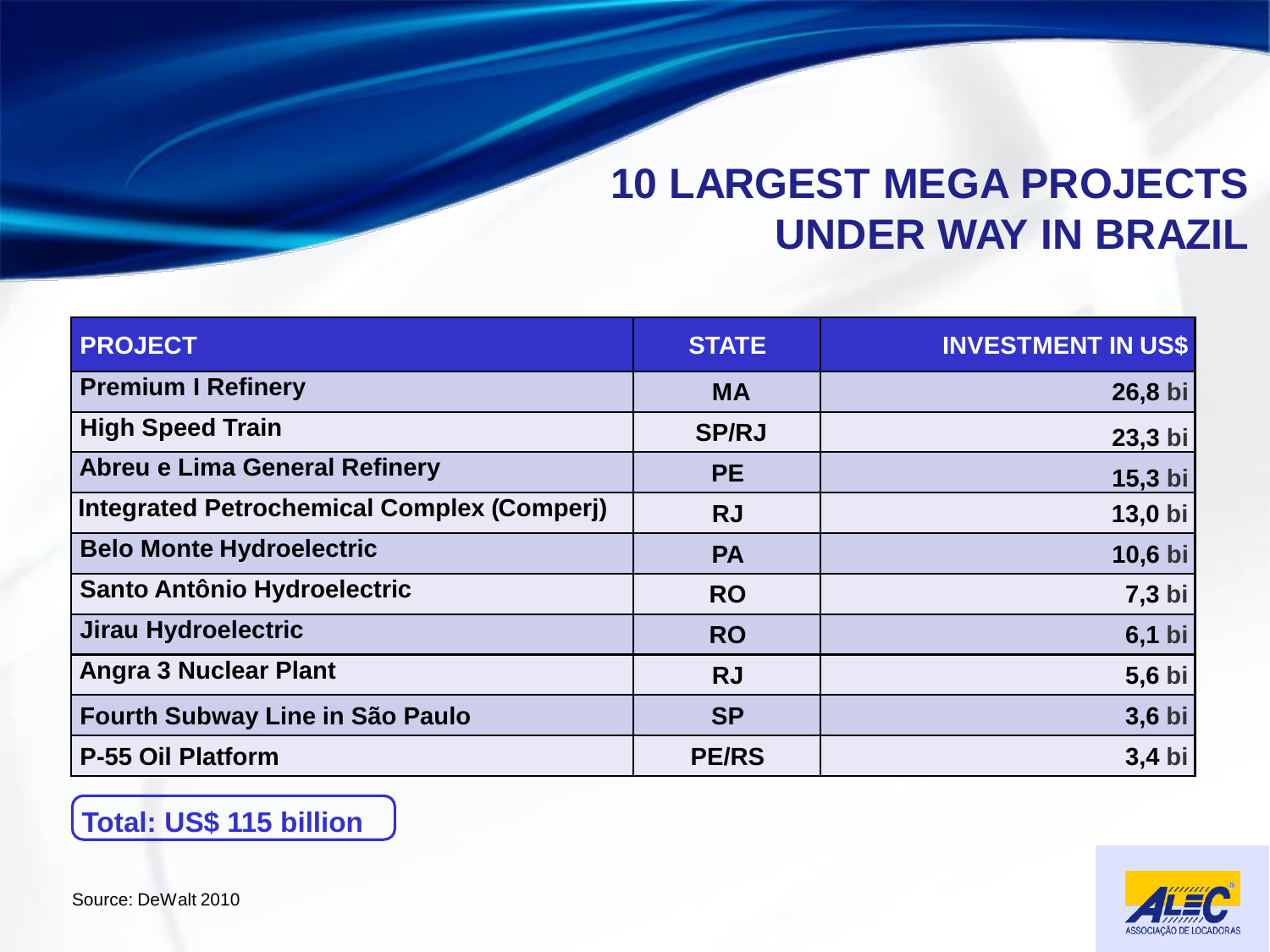# 10 LARGEST MEGA PROJECTS UNDER WAY IN BRAZIL

| PROJECT | STATE | INVESTMENT IN US$ |
|---|---|---|
| Premium I Refinery | MA | 26,8 bi |
| High Speed Train | SP/RJ | 23,3 bi |
| Abreu e Lima General Refinery | PE | 15,3 bi |
| Integrated Petrochemical Complex (Comperj) | RJ | 13,0 bi |
| Belo Monte Hydroelectric | PA | 10,6 bi |
| Santo Antônio Hydroelectric | RO | 7,3 bi |
| Jirau Hydroelectric | RO | 6,1 bi |
| Angra 3 Nuclear Plant | RJ | 5,6 bi |
| Fourth Subway Line in São Paulo | SP | 3,6 bi |
| P-55 Oil Platform | PE/RS | 3,4 bi |

**Total: US$ 115 billion**

Source: DeWalt 2010

ALEC ASSOCIAÇÃO DE LOCADORAS